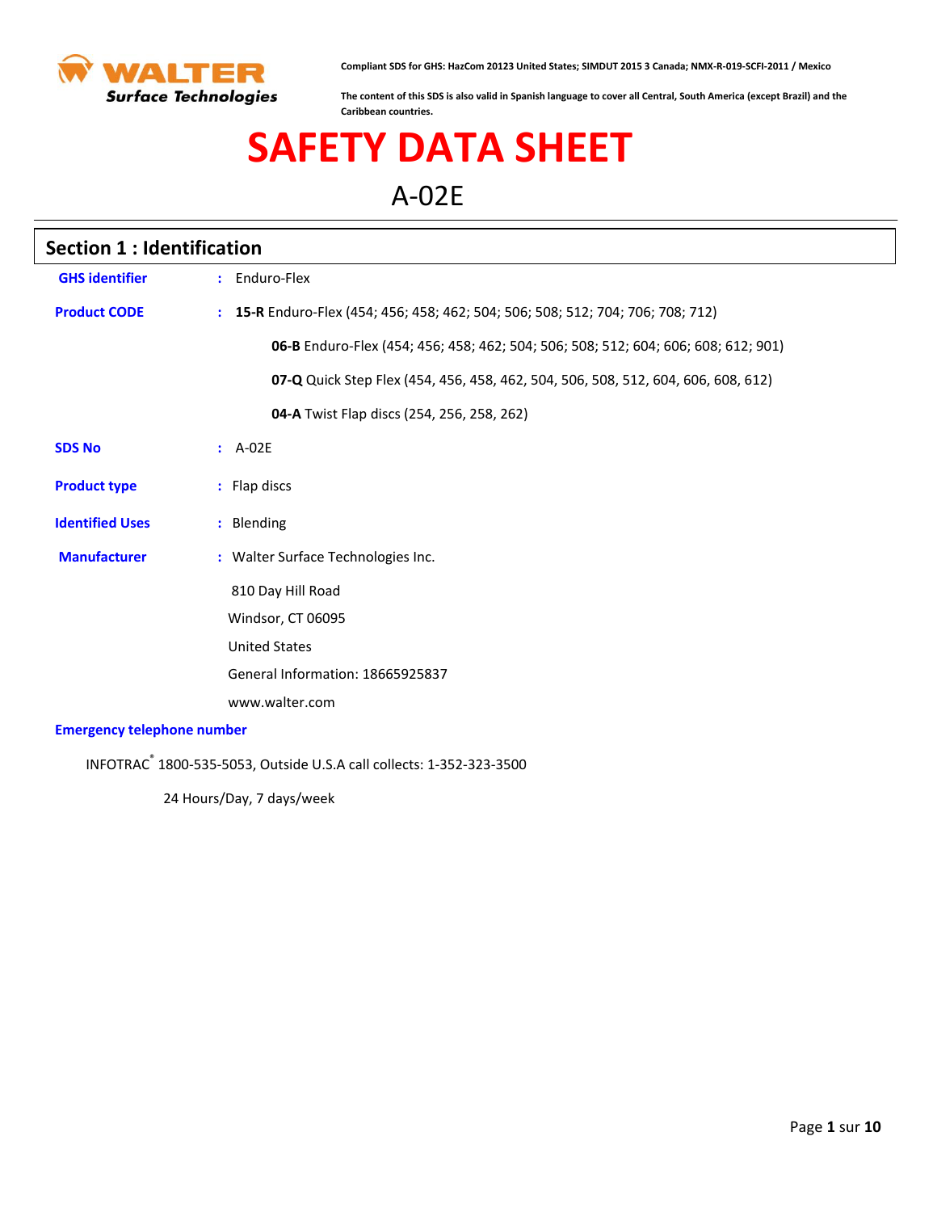WALTER Surface Technologies

**Compliant SDS for GHS: HazCom 20123 United States; SIMDUT 2015 3 Canada; NMX-R-019-SCFI-2011 / Mexico**

**The content of this SDS is also valid in Spanish language to cover all Central, South America (except Brazil) and the Caribbean countries.**

# SAFETY DATA SHEET

## A-02E

## Section 1 : Identification

**GHS identifier** : Enduro-Flex

**Product CODE** : **15-R** Enduro-Flex (454; 456; 458; 462; 504; 506; 508; 512; 704; 706; 708; 712)

**06-B** Enduro-Flex (454; 456; 458; 462; 504; 506; 508; 512; 604; 606; 608; 612; 901)

**07-Q** Quick Step Flex (454, 456, 458, 462, 504, 506, 508, 512, 604, 606, 608, 612)

**04-A** Twist Flap discs (254, 256, 258, 262)

**SDS No** : A-02E

**Product type** : Flap discs

**Identified Uses** : Blending

**Manufacturer** : Walter Surface Technologies Inc.

810 Day Hill Road

Windsor, CT 06095

United States

General Information: 18665925837

www.walter.com

**Emergency telephone number**

INFOTRAC® 1800-535-5053, Outside U.S.A call collects: 1-352-323-3500

24 Hours/Day, 7 days/week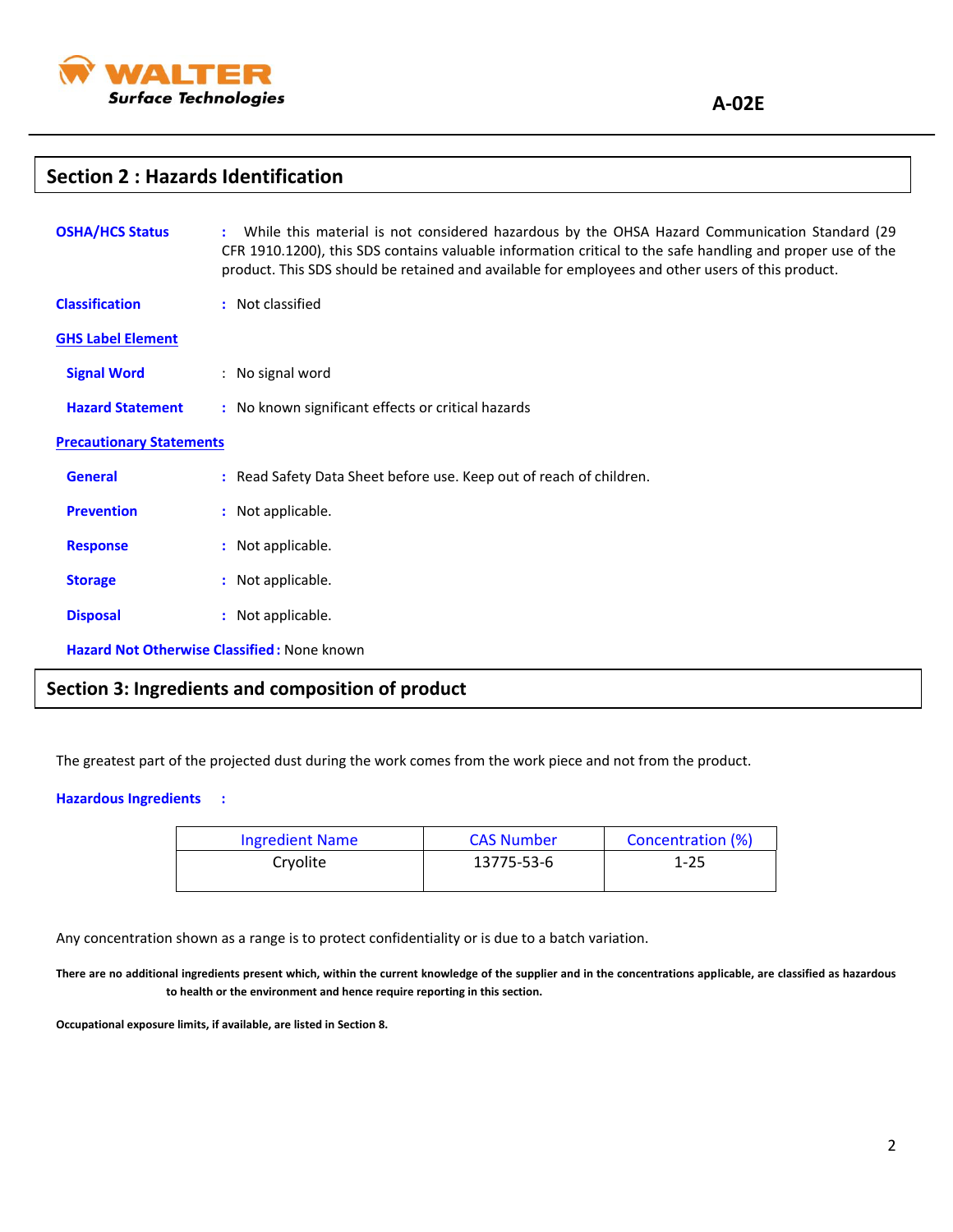## Section 2 : Hazards Identification

**OSHA/HCS Status** : While this material is not considered hazardous by the OHSA Hazard Communication Standard (29 CFR 1910.1200), this SDS contains valuable information critical to the safe handling and proper use of the product. This SDS should be retained and available for employees and other users of this product.

**Classification** : Not classified

**GHS Label Element**

**Signal Word** : No signal word

**Hazard Statement** : No known significant effects or critical hazards

**Precautionary Statements**

**General** : Read Safety Data Sheet before use. Keep out of reach of children.

**Prevention** : Not applicable.

**Response** : Not applicable.

**Storage** : Not applicable.

**Disposal** : Not applicable.

**Hazard Not Otherwise Classified :** None known

## Section 3: Ingredients and composition of product

The greatest part of the projected dust during the work comes from the work piece and not from the product.

**Hazardous Ingredients** :

| Ingredient Name | CAS Number | Concentration (%) |
|---|---|---|
| Cryolite | 13775-53-6 | 1-25 |

Any concentration shown as a range is to protect confidentiality or is due to a batch variation.

**There are no additional ingredients present which, within the current knowledge of the supplier and in the concentrations applicable, are classified as hazardous to health or the environment and hence require reporting in this section.**

**Occupational exposure limits, if available, are listed in Section 8.**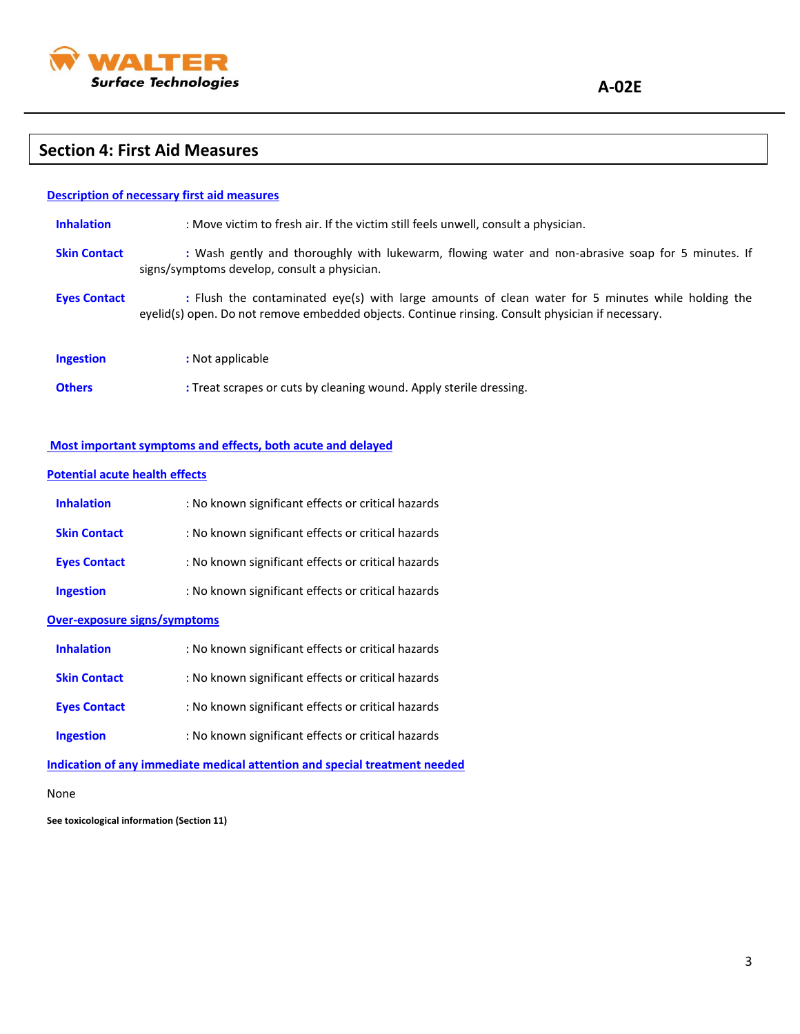## Section 4: First Aid Measures

**Description of necessary first aid measures**

**Inhalation** : Move victim to fresh air. If the victim still feels unwell, consult a physician.

**Skin Contact** : Wash gently and thoroughly with lukewarm, flowing water and non-abrasive soap for 5 minutes. If signs/symptoms develop, consult a physician.

**Eyes Contact** : Flush the contaminated eye(s) with large amounts of clean water for 5 minutes while holding the eyelid(s) open. Do not remove embedded objects. Continue rinsing. Consult physician if necessary.

**Ingestion** : Not applicable

**Others** : Treat scrapes or cuts by cleaning wound. Apply sterile dressing.

**Most important symptoms and effects, both acute and delayed**

**Potential acute health effects**

**Inhalation** : No known significant effects or critical hazards

**Skin Contact** : No known significant effects or critical hazards

**Eyes Contact** : No known significant effects or critical hazards

**Ingestion** : No known significant effects or critical hazards

**Over-exposure signs/symptoms**

**Inhalation** : No known significant effects or critical hazards

**Skin Contact** : No known significant effects or critical hazards

**Eyes Contact** : No known significant effects or critical hazards

**Ingestion** : No known significant effects or critical hazards

**Indication of any immediate medical attention and special treatment needed**

None

**See toxicological information (Section 11)**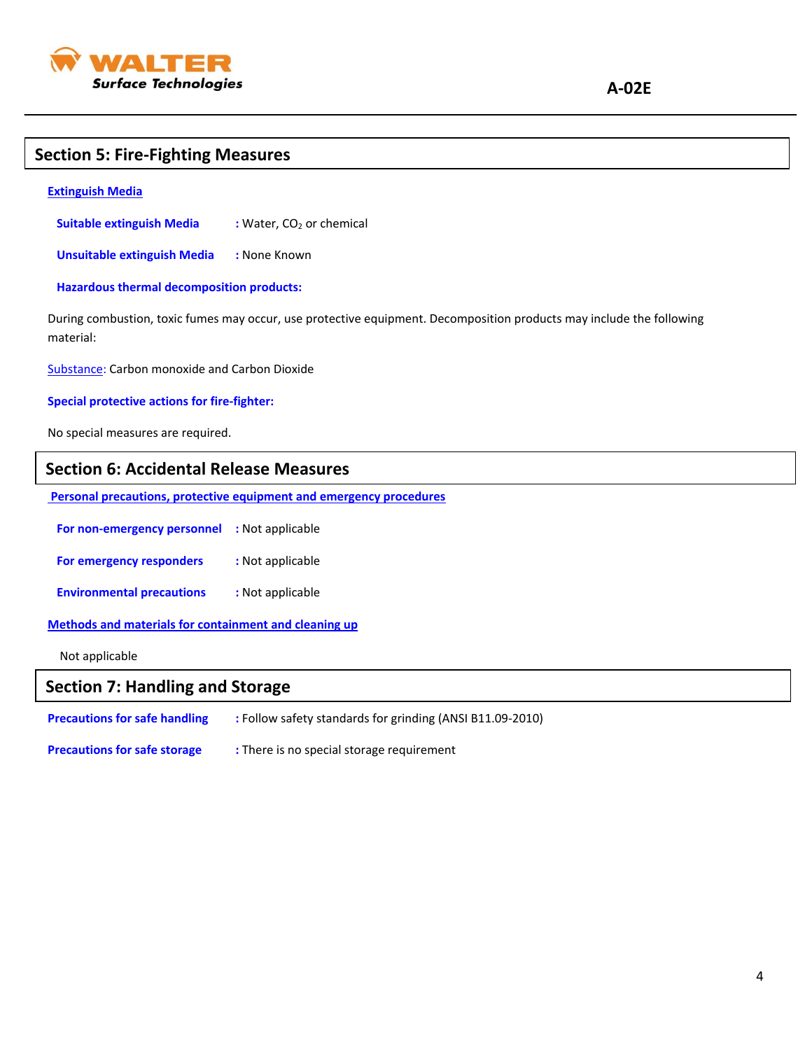## Section 5: Fire-Fighting Measures

**Extinguish Media**

**Suitable extinguish Media** : Water, $CO_2$ or chemical

**Unsuitable extinguish Media** : None Known

**Hazardous thermal decomposition products:**

During combustion, toxic fumes may occur, use protective equipment. Decomposition products may include the following material:

Substance: Carbon monoxide and Carbon Dioxide

**Special protective actions for fire-fighter:**

No special measures are required.

## Section 6: Accidental Release Measures

**Personal precautions, protective equipment and emergency procedures**

**For non-emergency personnel** : Not applicable

**For emergency responders** : Not applicable

**Environmental precautions** : Not applicable

**Methods and materials for containment and cleaning up**

Not applicable

## Section 7: Handling and Storage

**Precautions for safe handling** : Follow safety standards for grinding (ANSI B11.09-2010)

**Precautions for safe storage** : There is no special storage requirement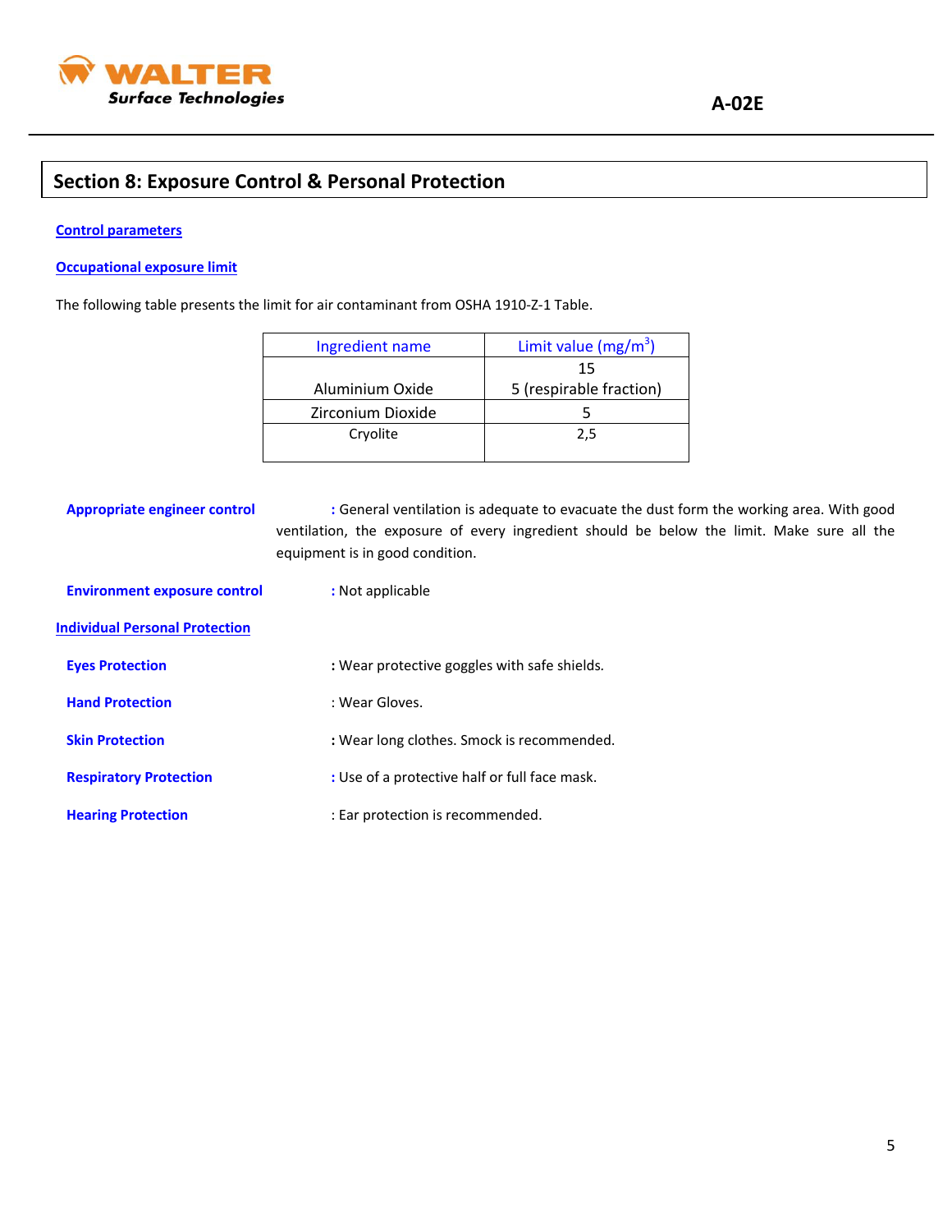## Section 8: Exposure Control & Personal Protection

**Control parameters**

**Occupational exposure limit**

The following table presents the limit for air contaminant from OSHA 1910-Z-1 Table.

| Ingredient name | Limit value (mg/m$^3$) |
|---|---|
| Aluminium Oxide | 15<br>5 (respirable fraction) |
| Zirconium Dioxide | 5 |
| Cryolite | 2,5 |

**Appropriate engineer control** : General ventilation is adequate to evacuate the dust form the working area. With good ventilation, the exposure of every ingredient should be below the limit. Make sure all the equipment is in good condition.

**Environment exposure control** : Not applicable

**Individual Personal Protection**

**Eyes Protection** : Wear protective goggles with safe shields.

**Hand Protection** : Wear Gloves.

**Skin Protection** : Wear long clothes. Smock is recommended.

**Respiratory Protection** : Use of a protective half or full face mask.

**Hearing Protection** : Ear protection is recommended.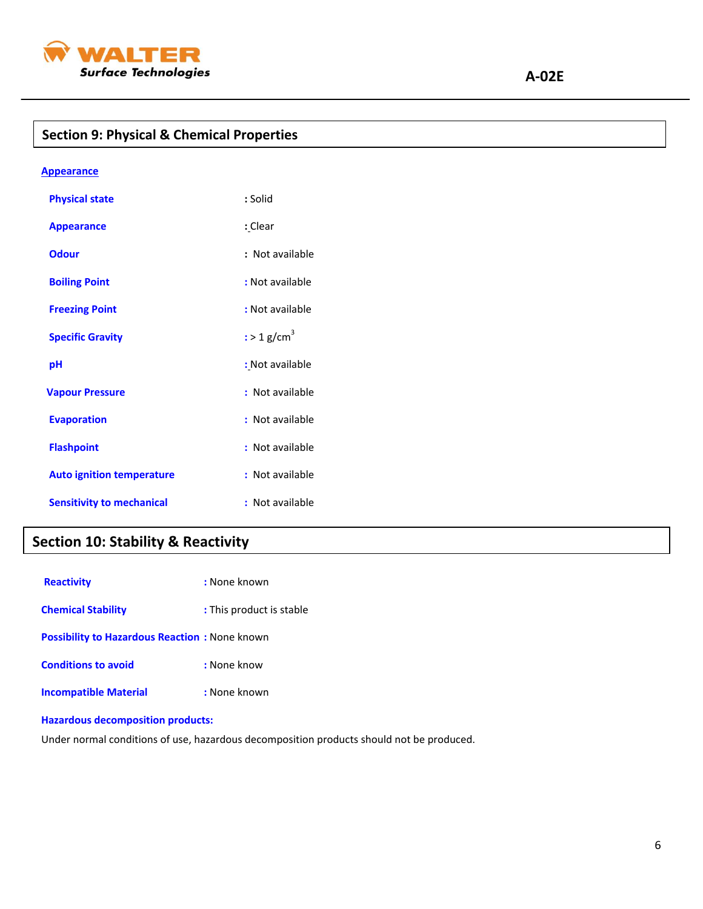## Section 9: Physical & Chemical Properties

**Appearance**

| | |
|---|---|
| **Physical state** | : Solid |
| **Appearance** | : Clear |
| **Odour** | : Not available |
| **Boiling Point** | : Not available |
| **Freezing Point** | : Not available |
| **Specific Gravity** | : > 1 g/cm$^3$ |
| **pH** | : Not available |
| **Vapour Pressure** | : Not available |
| **Evaporation** | : Not available |
| **Flashpoint** | : Not available |
| **Auto ignition temperature** | : Not available |
| **Sensitivity to mechanical** | : Not available |

## Section 10: Stability & Reactivity

| | |
|---|---|
| **Reactivity** | : None known |
| **Chemical Stability** | : This product is stable |
| **Possibility to Hazardous Reaction** | : None known |
| **Conditions to avoid** | : None know |
| **Incompatible Material** | : None known |

**Hazardous decomposition products:**

Under normal conditions of use, hazardous decomposition products should not be produced.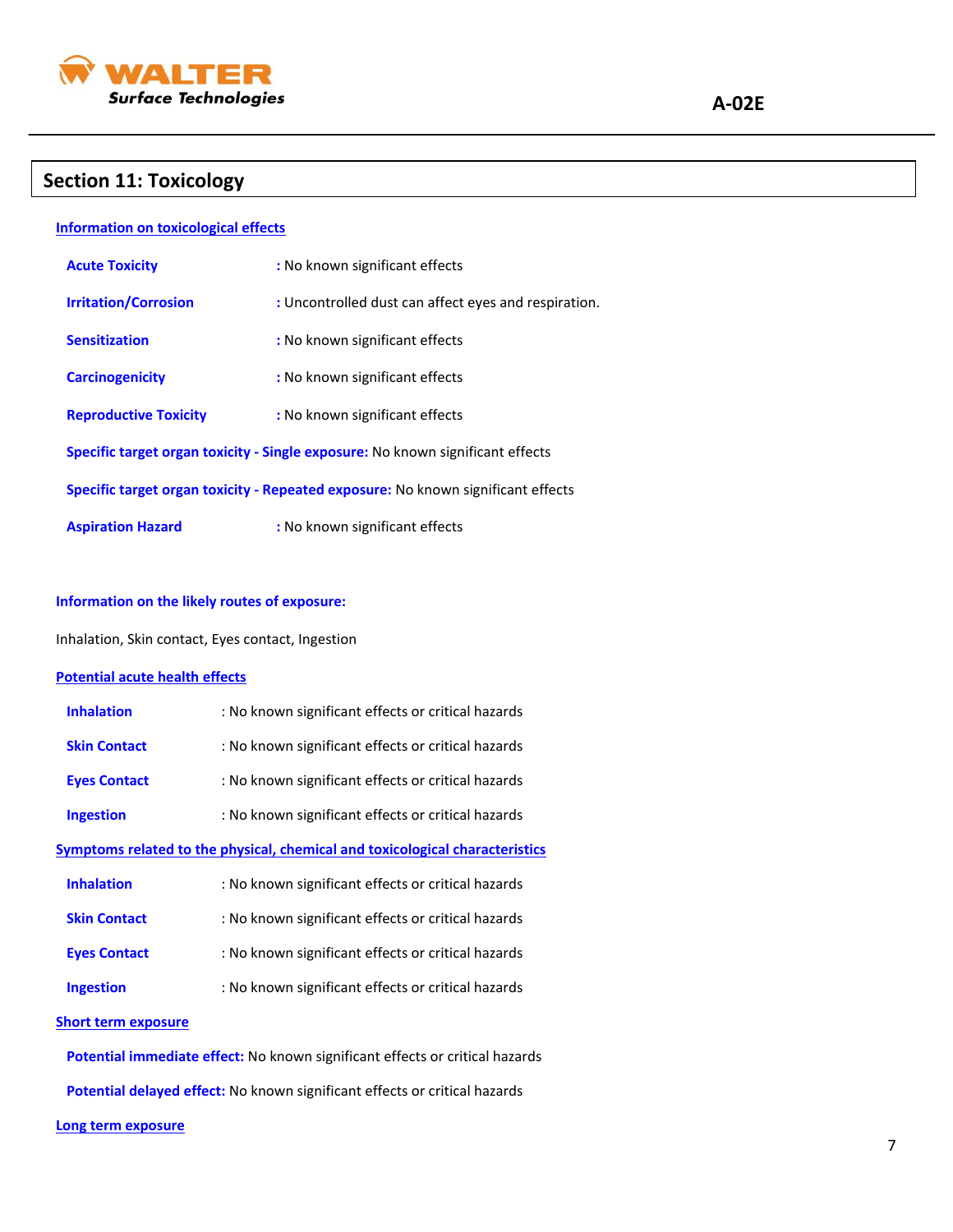## Section 11: Toxicology

### Information on toxicological effects

**Acute Toxicity** : No known significant effects

**Irritation/Corrosion** : Uncontrolled dust can affect eyes and respiration.

**Sensitization** : No known significant effects

**Carcinogenicity** : No known significant effects

**Reproductive Toxicity** : No known significant effects

**Specific target organ toxicity - Single exposure:** No known significant effects

**Specific target organ toxicity - Repeated exposure:** No known significant effects

**Aspiration Hazard** : No known significant effects

### Information on the likely routes of exposure:

Inhalation, Skin contact, Eyes contact, Ingestion

### Potential acute health effects

**Inhalation** : No known significant effects or critical hazards

**Skin Contact** : No known significant effects or critical hazards

**Eyes Contact** : No known significant effects or critical hazards

**Ingestion** : No known significant effects or critical hazards

### Symptoms related to the physical, chemical and toxicological characteristics

**Inhalation** : No known significant effects or critical hazards

**Skin Contact** : No known significant effects or critical hazards

**Eyes Contact** : No known significant effects or critical hazards

**Ingestion** : No known significant effects or critical hazards

### Short term exposure

**Potential immediate effect:** No known significant effects or critical hazards

**Potential delayed effect:** No known significant effects or critical hazards

### Long term exposure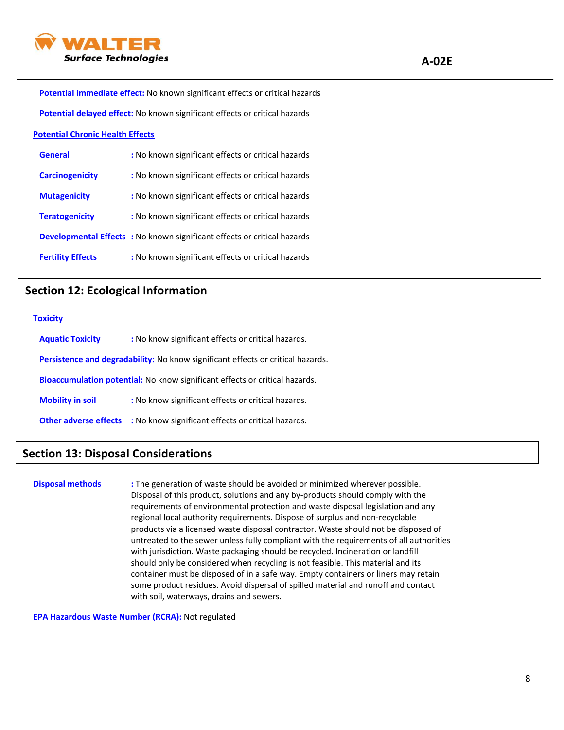**Potential immediate effect:** No known significant effects or critical hazards

**Potential delayed effect:** No known significant effects or critical hazards

### Potential Chronic Health Effects

**General** : No known significant effects or critical hazards

**Carcinogenicity** : No known significant effects or critical hazards

**Mutagenicity** : No known significant effects or critical hazards

**Teratogenicity** : No known significant effects or critical hazards

**Developmental Effects** : No known significant effects or critical hazards

**Fertility Effects** : No known significant effects or critical hazards

## Section 12: Ecological Information

### Toxicity

**Aquatic Toxicity** : No know significant effects or critical hazards.

**Persistence and degradability:** No know significant effects or critical hazards.

**Bioaccumulation potential:** No know significant effects or critical hazards.

**Mobility in soil** : No know significant effects or critical hazards.

**Other adverse effects** : No know significant effects or critical hazards.

## Section 13: Disposal Considerations

**Disposal methods** : The generation of waste should be avoided or minimized wherever possible. Disposal of this product, solutions and any by-products should comply with the requirements of environmental protection and waste disposal legislation and any regional local authority requirements. Dispose of surplus and non-recyclable products via a licensed waste disposal contractor. Waste should not be disposed of untreated to the sewer unless fully compliant with the requirements of all authorities with jurisdiction. Waste packaging should be recycled. Incineration or landfill should only be considered when recycling is not feasible. This material and its container must be disposed of in a safe way. Empty containers or liners may retain some product residues. Avoid dispersal of spilled material and runoff and contact with soil, waterways, drains and sewers.

**EPA Hazardous Waste Number (RCRA):** Not regulated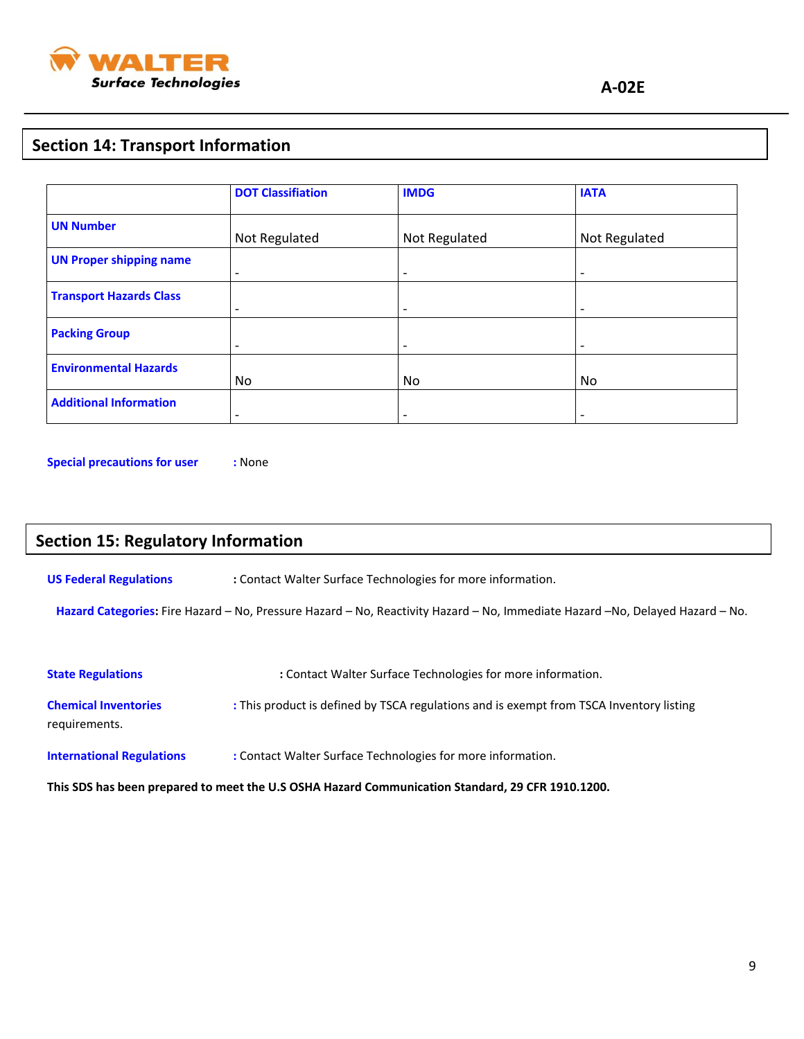## Section 14: Transport Information

| | DOT Classifiation | IMDG | IATA |
|---|---|---|---|
| **UN Number** | Not Regulated | Not Regulated | Not Regulated |
| **UN Proper shipping name** | - | - | - |
| **Transport Hazards Class** | - | - | - |
| **Packing Group** | - | - | - |
| **Environmental Hazards** | No | No | No |
| **Additional Information** | - | - | - |

**Special precautions for user** : None

## Section 15: Regulatory Information

**US Federal Regulations** : Contact Walter Surface Technologies for more information.

**Hazard Categories:** Fire Hazard – No, Pressure Hazard – No, Reactivity Hazard – No, Immediate Hazard –No, Delayed Hazard – No.

**State Regulations** : Contact Walter Surface Technologies for more information.

**Chemical Inventories** : This product is defined by TSCA regulations and is exempt from TSCA Inventory listing requirements.

**International Regulations** : Contact Walter Surface Technologies for more information.

**This SDS has been prepared to meet the U.S OSHA Hazard Communication Standard, 29 CFR 1910.1200.**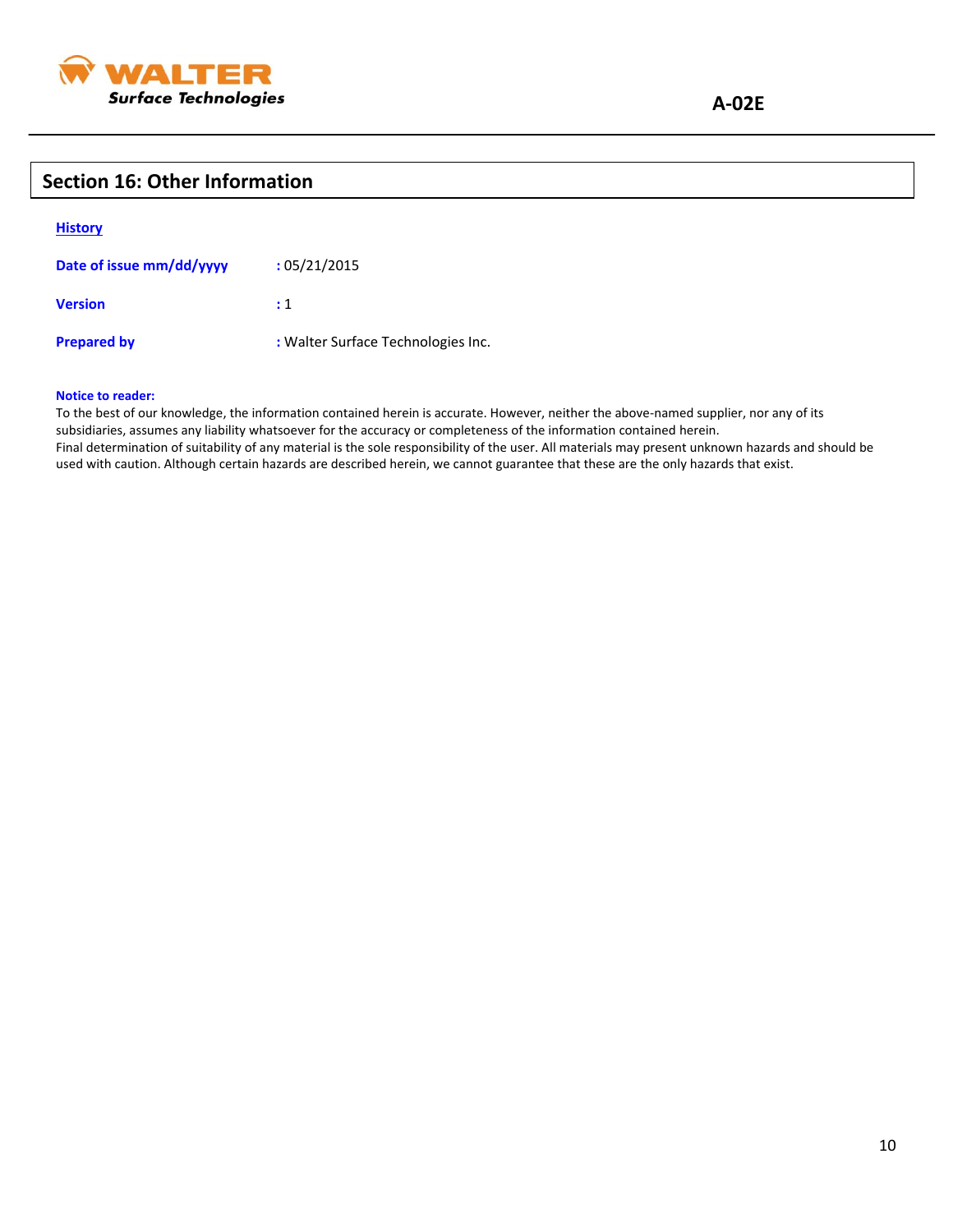## Section 16: Other Information

**History**

**Date of issue mm/dd/yyyy** : 05/21/2015

**Version** : 1

**Prepared by** : Walter Surface Technologies Inc.

**Notice to reader:**

To the best of our knowledge, the information contained herein is accurate. However, neither the above-named supplier, nor any of its subsidiaries, assumes any liability whatsoever for the accuracy or completeness of the information contained herein.
Final determination of suitability of any material is the sole responsibility of the user. All materials may present unknown hazards and should be used with caution. Although certain hazards are described herein, we cannot guarantee that these are the only hazards that exist.